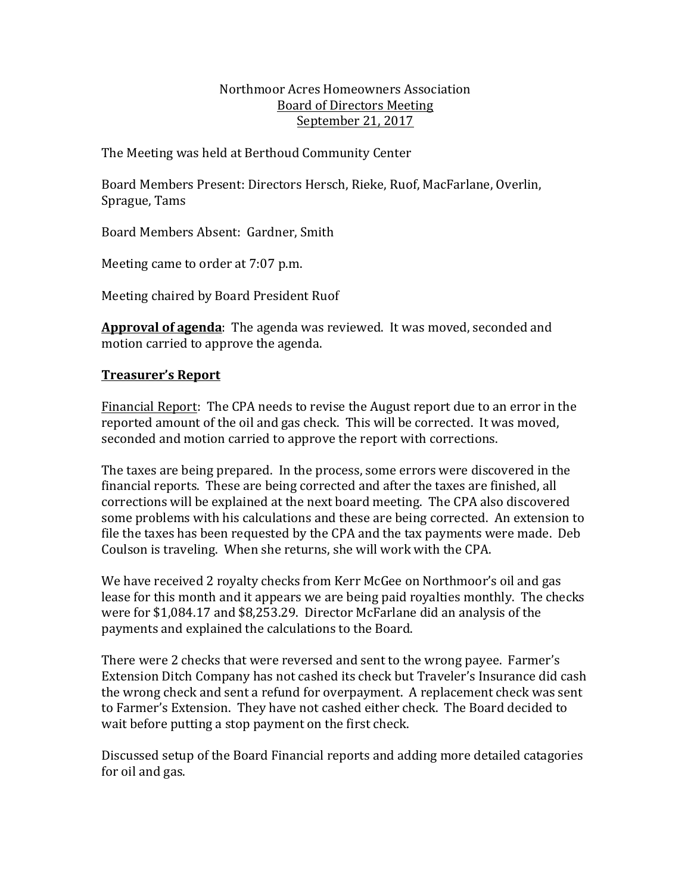Northmoor Acres Homeowners Association
Board of Directors Meeting
September 21, 2017

The Meeting was held at Berthoud Community Center

Board Members Present: Directors Hersch, Rieke, Ruof, MacFarlane, Overlin, Sprague, Tams

Board Members Absent: Gardner, Smith

Meeting came to order at 7:07 p.m.

Meeting chaired by Board President Ruof

**Approval of agenda**: The agenda was reviewed. It was moved, seconded and motion carried to approve the agenda.

## Treasurer's Report

Financial Report: The CPA needs to revise the August report due to an error in the reported amount of the oil and gas check. This will be corrected. It was moved, seconded and motion carried to approve the report with corrections.

The taxes are being prepared. In the process, some errors were discovered in the financial reports. These are being corrected and after the taxes are finished, all corrections will be explained at the next board meeting. The CPA also discovered some problems with his calculations and these are being corrected. An extension to file the taxes has been requested by the CPA and the tax payments were made. Deb Coulson is traveling. When she returns, she will work with the CPA.

We have received 2 royalty checks from Kerr McGee on Northmoor's oil and gas lease for this month and it appears we are being paid royalties monthly. The checks were for $1,084.17 and $8,253.29. Director McFarlane did an analysis of the payments and explained the calculations to the Board.

There were 2 checks that were reversed and sent to the wrong payee. Farmer's Extension Ditch Company has not cashed its check but Traveler's Insurance did cash the wrong check and sent a refund for overpayment. A replacement check was sent to Farmer's Extension. They have not cashed either check. The Board decided to wait before putting a stop payment on the first check.

Discussed setup of the Board Financial reports and adding more detailed catagories for oil and gas.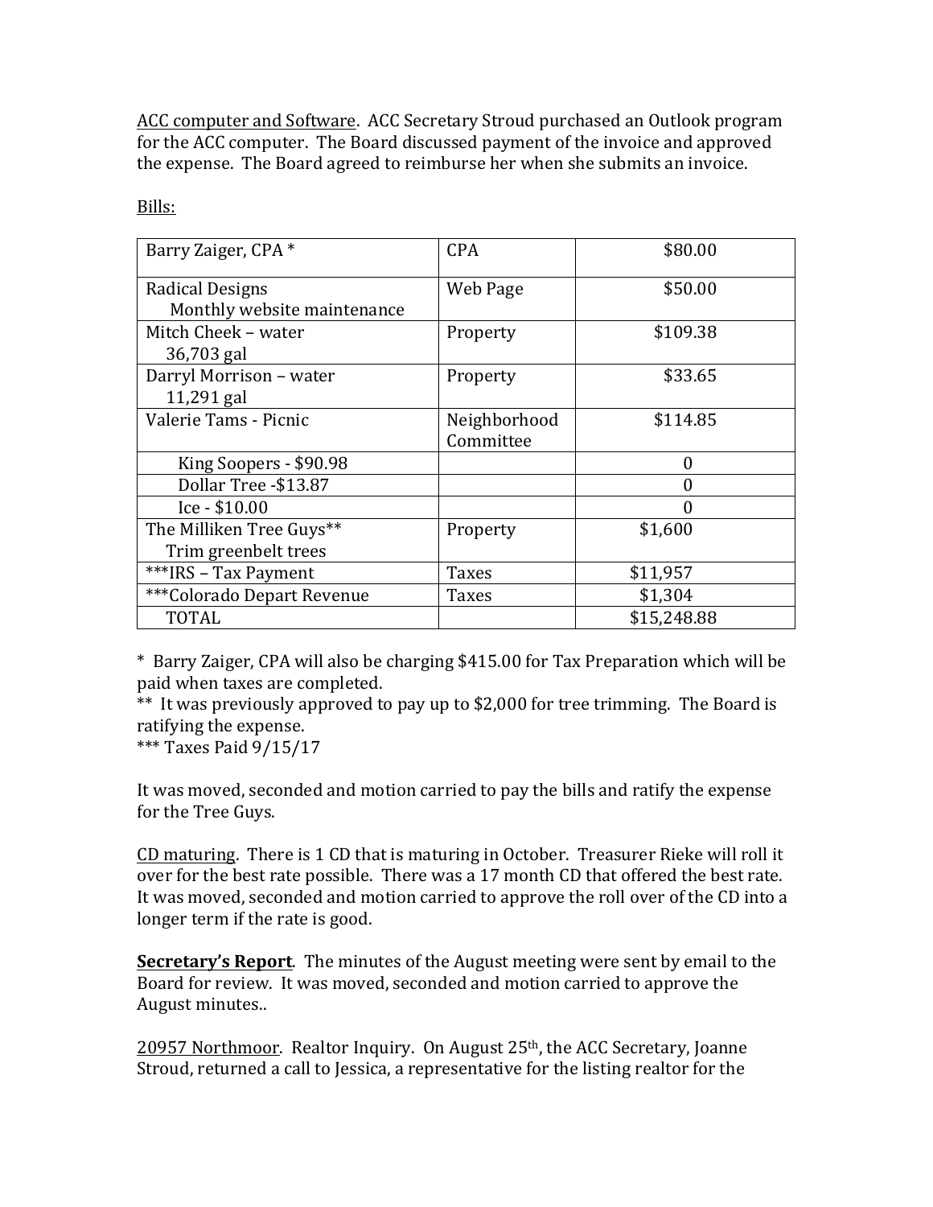<u>ACC computer and Software</u>. ACC Secretary Stroud purchased an Outlook program for the ACC computer. The Board discussed payment of the invoice and approved the expense. The Board agreed to reimburse her when she submits an invoice.

<u>Bills:</u>

| Barry Zaiger, CPA * | CPA | $80.00 |
|---|---|---|
| Radical Designs<br>Monthly website maintenance | Web Page | $50.00 |
| Mitch Cheek – water<br>36,703 gal | Property | $109.38 |
| Darryl Morrison – water<br>11,291 gal | Property | $33.65 |
| Valerie Tams - Picnic | Neighborhood Committee | $114.85 |
| King Soopers - $90.98 | | 0 |
| Dollar Tree -$13.87 | | 0 |
| Ice - $10.00 | | 0 |
| The Milliken Tree Guys**<br>Trim greenbelt trees | Property | $1,600 |
| ***IRS – Tax Payment | Taxes | $11,957 |
| ***Colorado Depart Revenue | Taxes | $1,304 |
| TOTAL | | $15,248.88 |

* Barry Zaiger, CPA will also be charging $415.00 for Tax Preparation which will be paid when taxes are completed.
** It was previously approved to pay up to $2,000 for tree trimming. The Board is ratifying the expense.
*** Taxes Paid 9/15/17

It was moved, seconded and motion carried to pay the bills and ratify the expense for the Tree Guys.

<u>CD maturing</u>. There is 1 CD that is maturing in October. Treasurer Rieke will roll it over for the best rate possible. There was a 17 month CD that offered the best rate. It was moved, seconded and motion carried to approve the roll over of the CD into a longer term if the rate is good.

**<u>Secretary's Report</u>**. The minutes of the August meeting were sent by email to the Board for review. It was moved, seconded and motion carried to approve the August minutes..

<u>20957 Northmoor</u>. Realtor Inquiry. On August 25th, the ACC Secretary, Joanne Stroud, returned a call to Jessica, a representative for the listing realtor for the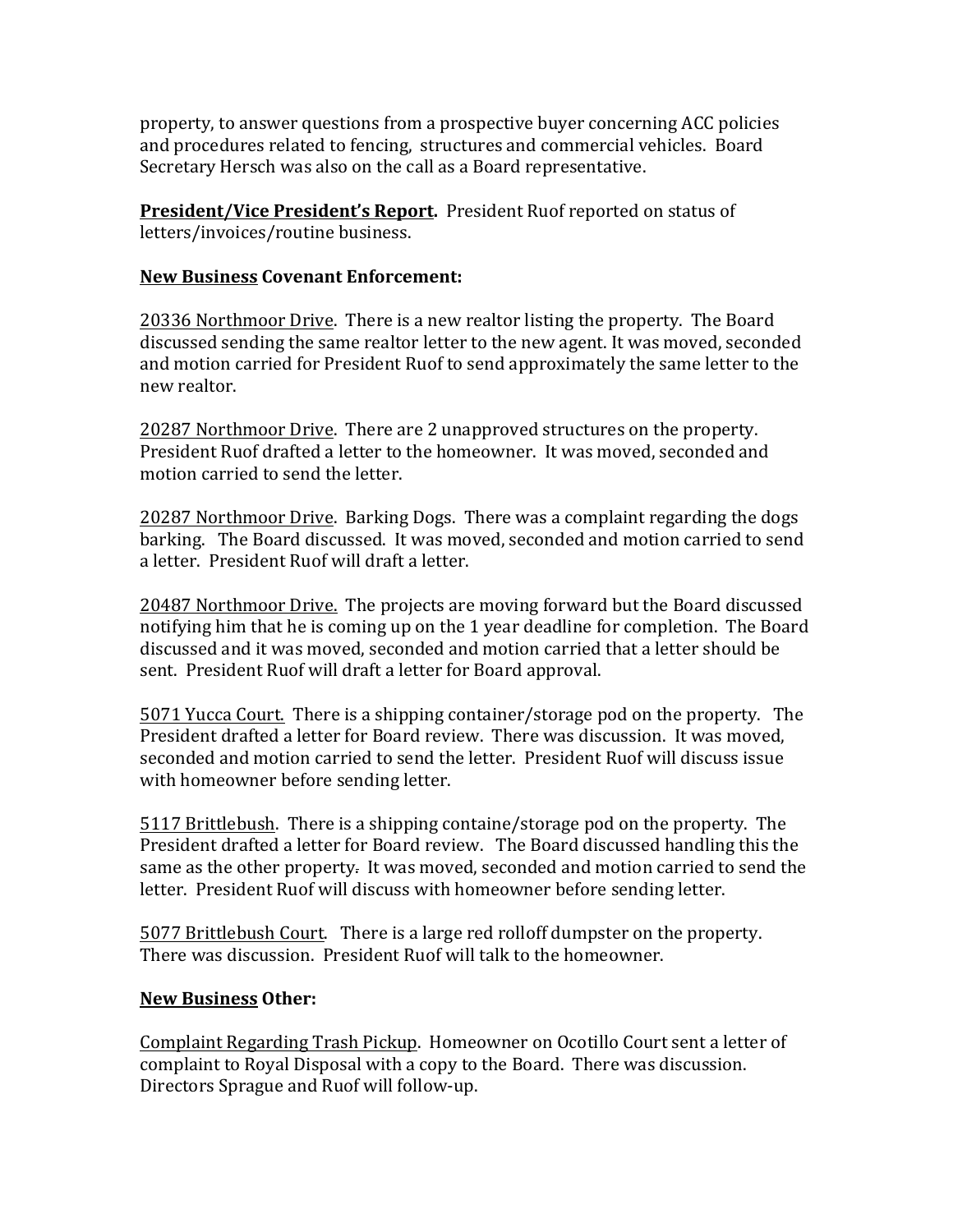property, to answer questions from a prospective buyer concerning ACC policies and procedures related to fencing, structures and commercial vehicles. Board Secretary Hersch was also on the call as a Board representative.

**President/Vice President's Report.** President Ruof reported on status of letters/invoices/routine business.

**New Business Covenant Enforcement:**

20336 Northmoor Drive. There is a new realtor listing the property. The Board discussed sending the same realtor letter to the new agent. It was moved, seconded and motion carried for President Ruof to send approximately the same letter to the new realtor.

20287 Northmoor Drive. There are 2 unapproved structures on the property. President Ruof drafted a letter to the homeowner. It was moved, seconded and motion carried to send the letter.

20287 Northmoor Drive. Barking Dogs. There was a complaint regarding the dogs barking. The Board discussed. It was moved, seconded and motion carried to send a letter. President Ruof will draft a letter.

20487 Northmoor Drive. The projects are moving forward but the Board discussed notifying him that he is coming up on the 1 year deadline for completion. The Board discussed and it was moved, seconded and motion carried that a letter should be sent. President Ruof will draft a letter for Board approval.

5071 Yucca Court. There is a shipping container/storage pod on the property. The President drafted a letter for Board review. There was discussion. It was moved, seconded and motion carried to send the letter. President Ruof will discuss issue with homeowner before sending letter.

5117 Brittlebush. There is a shipping containe/storage pod on the property. The President drafted a letter for Board review. The Board discussed handling this the same as the other property. It was moved, seconded and motion carried to send the letter. President Ruof will discuss with homeowner before sending letter.

5077 Brittlebush Court. There is a large red rolloff dumpster on the property. There was discussion. President Ruof will talk to the homeowner.

**New Business Other:**

Complaint Regarding Trash Pickup. Homeowner on Ocotillo Court sent a letter of complaint to Royal Disposal with a copy to the Board. There was discussion. Directors Sprague and Ruof will follow-up.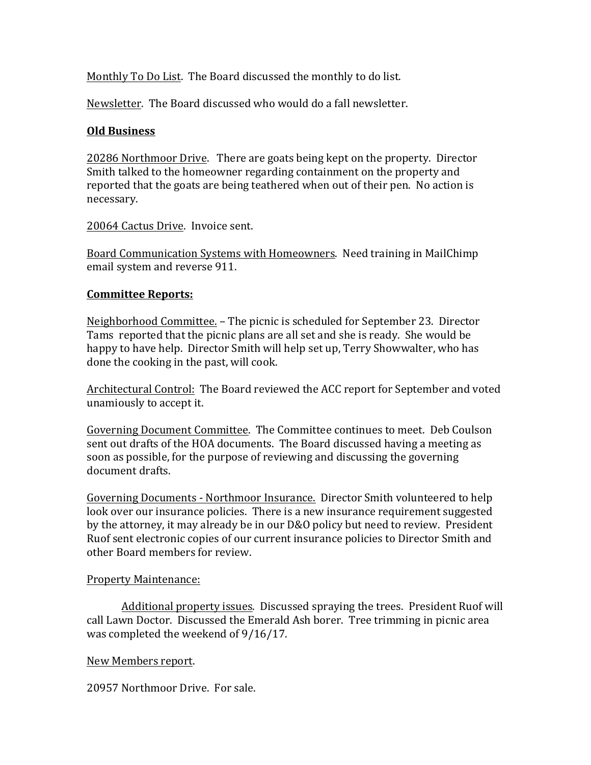Monthly To Do List. The Board discussed the monthly to do list.

Newsletter. The Board discussed who would do a fall newsletter.

**Old Business**

20286 Northmoor Drive. There are goats being kept on the property. Director Smith talked to the homeowner regarding containment on the property and reported that the goats are being teathered when out of their pen. No action is necessary.

20064 Cactus Drive. Invoice sent.

Board Communication Systems with Homeowners. Need training in MailChimp email system and reverse 911.

**Committee Reports:**

Neighborhood Committee. – The picnic is scheduled for September 23. Director Tams reported that the picnic plans are all set and she is ready. She would be happy to have help. Director Smith will help set up, Terry Showwalter, who has done the cooking in the past, will cook.

Architectural Control: The Board reviewed the ACC report for September and voted unamiously to accept it.

Governing Document Committee. The Committee continues to meet. Deb Coulson sent out drafts of the HOA documents. The Board discussed having a meeting as soon as possible, for the purpose of reviewing and discussing the governing document drafts.

Governing Documents - Northmoor Insurance. Director Smith volunteered to help look over our insurance policies. There is a new insurance requirement suggested by the attorney, it may already be in our D&O policy but need to review. President Ruof sent electronic copies of our current insurance policies to Director Smith and other Board members for review.

Property Maintenance:

Additional property issues. Discussed spraying the trees. President Ruof will call Lawn Doctor. Discussed the Emerald Ash borer. Tree trimming in picnic area was completed the weekend of 9/16/17.

New Members report.

20957 Northmoor Drive. For sale.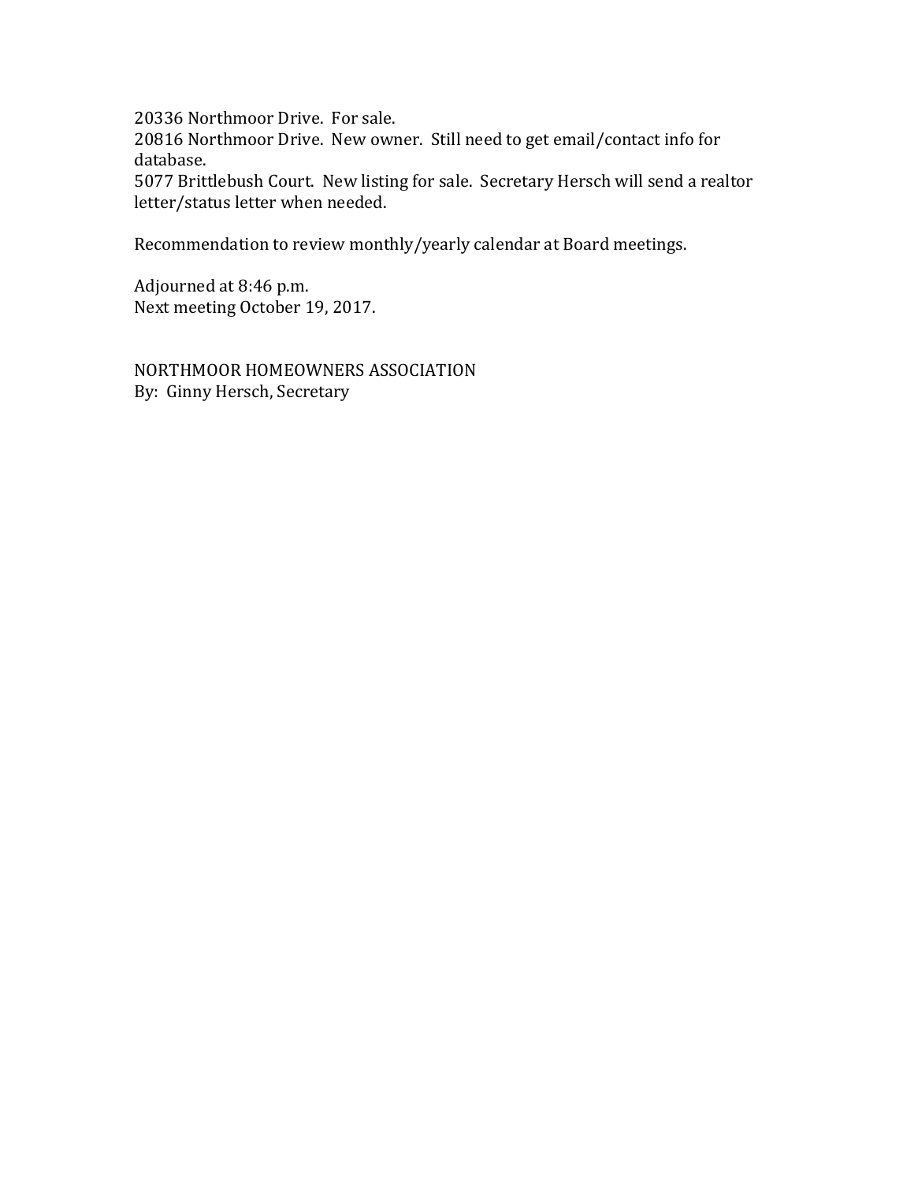20336 Northmoor Drive. For sale.
20816 Northmoor Drive. New owner. Still need to get email/contact info for database.
5077 Brittlebush Court. New listing for sale. Secretary Hersch will send a realtor letter/status letter when needed.

Recommendation to review monthly/yearly calendar at Board meetings.

Adjourned at 8:46 p.m.
Next meeting October 19, 2017.

NORTHMOOR HOMEOWNERS ASSOCIATION
By: Ginny Hersch, Secretary